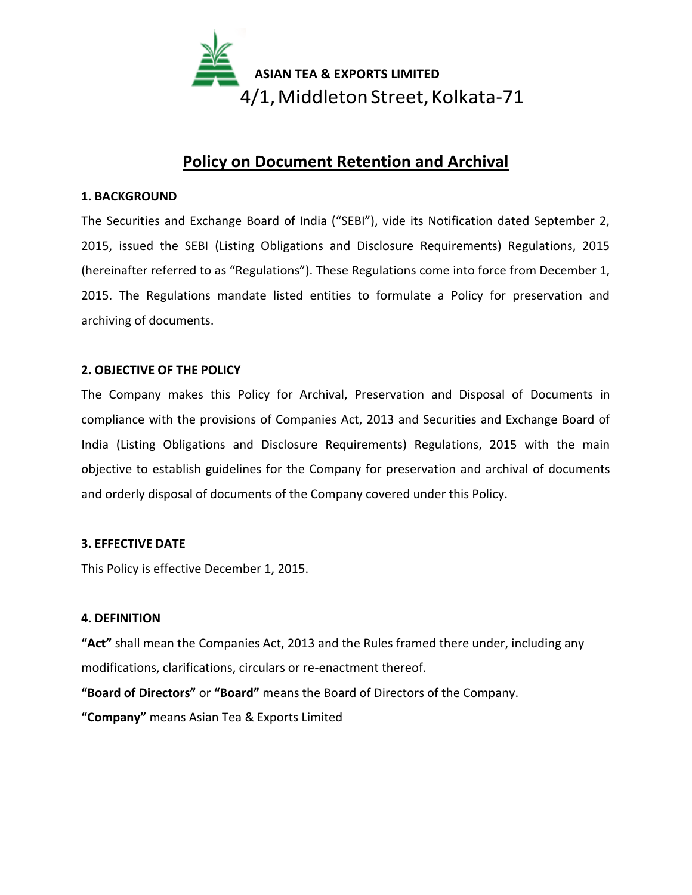**ASIAN TEA & EXPORTS LIMITED**
4/1, Middleton Street, Kolkata-71

# Policy on Document Retention and Archival

## 1. BACKGROUND

The Securities and Exchange Board of India ("SEBI"), vide its Notification dated September 2, 2015, issued the SEBI (Listing Obligations and Disclosure Requirements) Regulations, 2015 (hereinafter referred to as "Regulations"). These Regulations come into force from December 1, 2015. The Regulations mandate listed entities to formulate a Policy for preservation and archiving of documents.

## 2. OBJECTIVE OF THE POLICY

The Company makes this Policy for Archival, Preservation and Disposal of Documents in compliance with the provisions of Companies Act, 2013 and Securities and Exchange Board of India (Listing Obligations and Disclosure Requirements) Regulations, 2015 with the main objective to establish guidelines for the Company for preservation and archival of documents and orderly disposal of documents of the Company covered under this Policy.

## 3. EFFECTIVE DATE

This Policy is effective December 1, 2015.

## 4. DEFINITION

**"Act"** shall mean the Companies Act, 2013 and the Rules framed there under, including any modifications, clarifications, circulars or re-enactment thereof.

**"Board of Directors"** or **"Board"** means the Board of Directors of the Company.

**"Company"** means Asian Tea & Exports Limited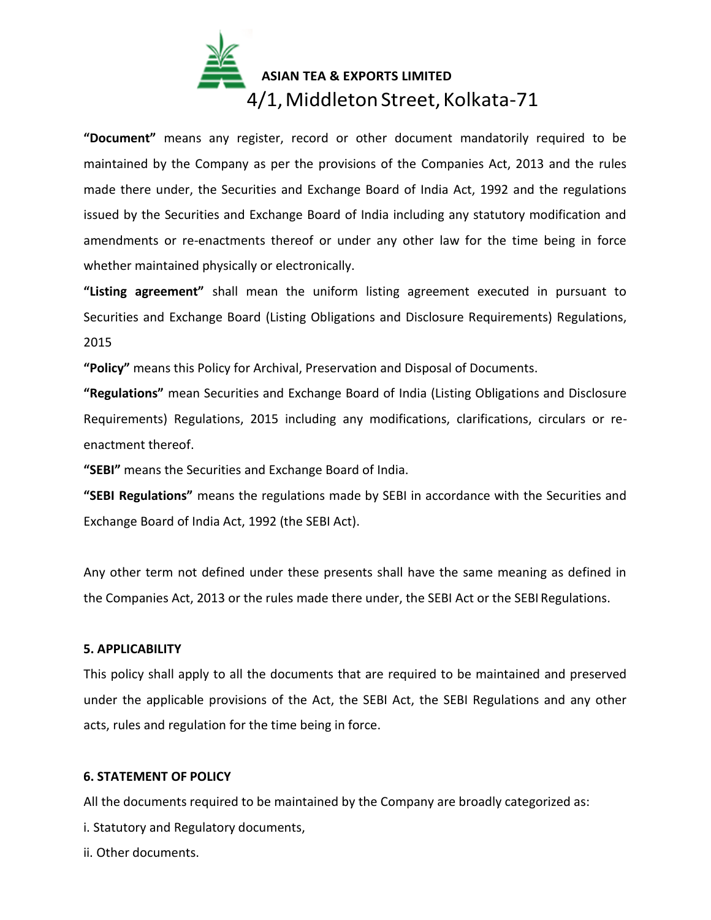**"Document"** means any register, record or other document mandatorily required to be maintained by the Company as per the provisions of the Companies Act, 2013 and the rules made there under, the Securities and Exchange Board of India Act, 1992 and the regulations issued by the Securities and Exchange Board of India including any statutory modification and amendments or re-enactments thereof or under any other law for the time being in force whether maintained physically or electronically.

**"Listing agreement"** shall mean the uniform listing agreement executed in pursuant to Securities and Exchange Board (Listing Obligations and Disclosure Requirements) Regulations, 2015

**"Policy"** means this Policy for Archival, Preservation and Disposal of Documents.

**"Regulations"** mean Securities and Exchange Board of India (Listing Obligations and Disclosure Requirements) Regulations, 2015 including any modifications, clarifications, circulars or re-enactment thereof.

**"SEBI"** means the Securities and Exchange Board of India.

**"SEBI Regulations"** means the regulations made by SEBI in accordance with the Securities and Exchange Board of India Act, 1992 (the SEBI Act).

Any other term not defined under these presents shall have the same meaning as defined in the Companies Act, 2013 or the rules made there under, the SEBI Act or the SEBI Regulations.

**5. APPLICABILITY**

This policy shall apply to all the documents that are required to be maintained and preserved under the applicable provisions of the Act, the SEBI Act, the SEBI Regulations and any other acts, rules and regulation for the time being in force.

**6. STATEMENT OF POLICY**

All the documents required to be maintained by the Company are broadly categorized as:

i. Statutory and Regulatory documents,

ii. Other documents.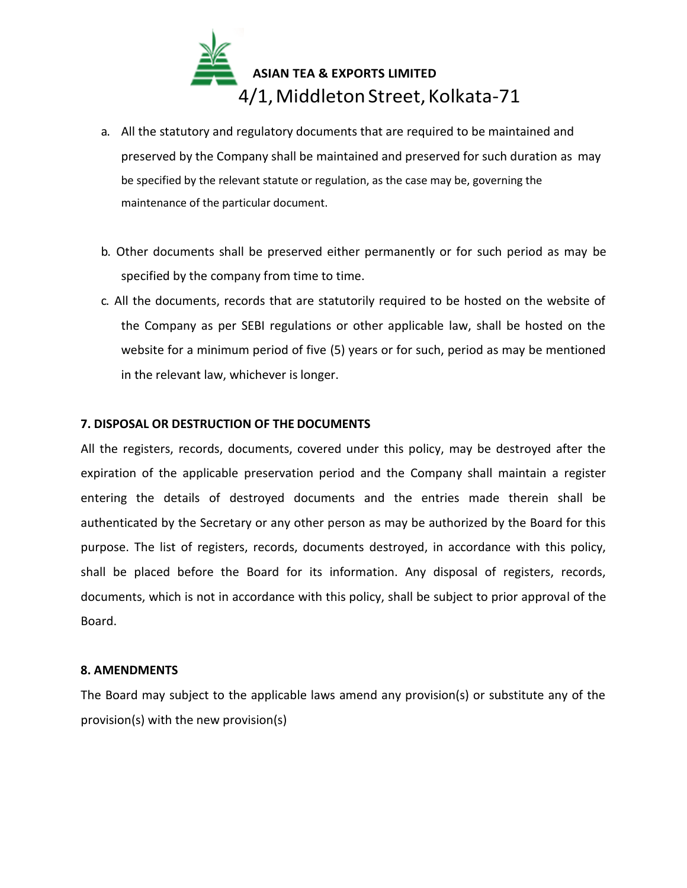a. All the statutory and regulatory documents that are required to be maintained and preserved by the Company shall be maintained and preserved for such duration as may be specified by the relevant statute or regulation, as the case may be, governing the maintenance of the particular document.

b. Other documents shall be preserved either permanently or for such period as may be specified by the company from time to time.

c. All the documents, records that are statutorily required to be hosted on the website of the Company as per SEBI regulations or other applicable law, shall be hosted on the website for a minimum period of five (5) years or for such, period as may be mentioned in the relevant law, whichever is longer.

**7. DISPOSAL OR DESTRUCTION OF THE DOCUMENTS**

All the registers, records, documents, covered under this policy, may be destroyed after the expiration of the applicable preservation period and the Company shall maintain a register entering the details of destroyed documents and the entries made therein shall be authenticated by the Secretary or any other person as may be authorized by the Board for this purpose. The list of registers, records, documents destroyed, in accordance with this policy, shall be placed before the Board for its information. Any disposal of registers, records, documents, which is not in accordance with this policy, shall be subject to prior approval of the Board.

**8. AMENDMENTS**

The Board may subject to the applicable laws amend any provision(s) or substitute any of the provision(s) with the new provision(s)